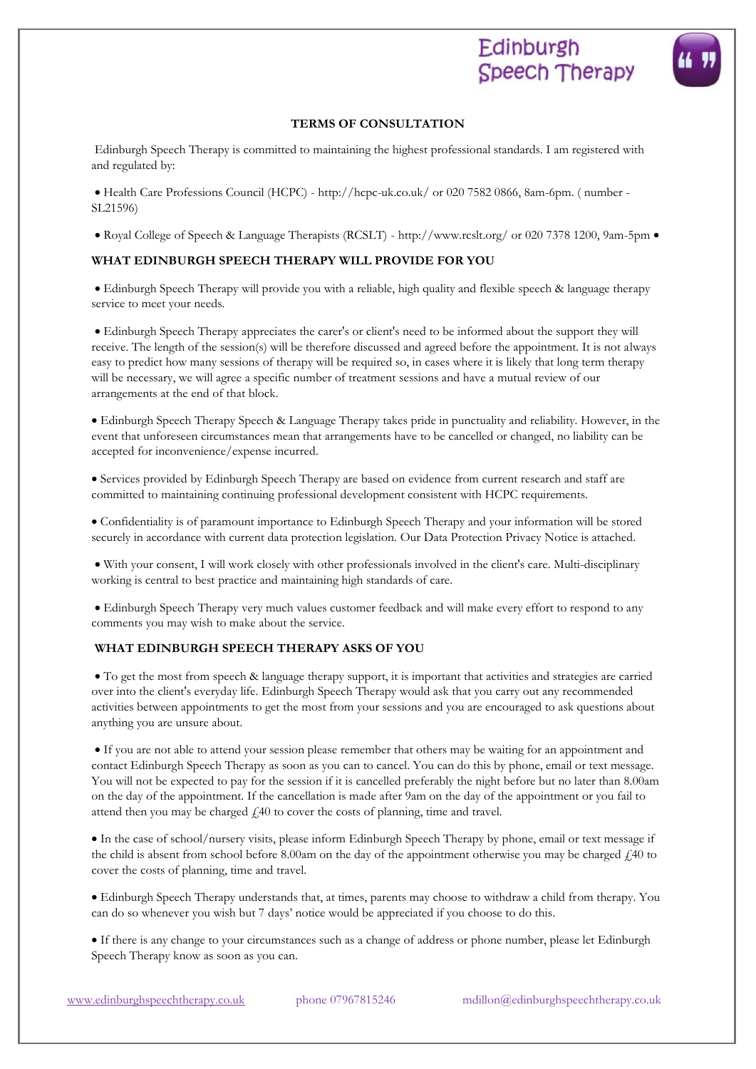Edinburgh Speech Therapy

**TERMS OF CONSULTATION**

Edinburgh Speech Therapy is committed to maintaining the highest professional standards. I am registered with and regulated by:

- Health Care Professions Council (HCPC) - http://hcpc-uk.co.uk/ or 020 7582 0866, 8am-6pm. ( number - SL21596)

- Royal College of Speech & Language Therapists (RCSLT) - http://www.rcslt.org/ or 020 7378 1200, 9am-5pm •

## WHAT EDINBURGH SPEECH THERAPY WILL PROVIDE FOR YOU

- Edinburgh Speech Therapy will provide you with a reliable, high quality and flexible speech & language therapy service to meet your needs.

- Edinburgh Speech Therapy appreciates the carer's or client's need to be informed about the support they will receive. The length of the session(s) will be therefore discussed and agreed before the appointment. It is not always easy to predict how many sessions of therapy will be required so, in cases where it is likely that long term therapy will be necessary, we will agree a specific number of treatment sessions and have a mutual review of our arrangements at the end of that block.

- Edinburgh Speech Therapy Speech & Language Therapy takes pride in punctuality and reliability. However, in the event that unforeseen circumstances mean that arrangements have to be cancelled or changed, no liability can be accepted for inconvenience/expense incurred.

- Services provided by Edinburgh Speech Therapy are based on evidence from current research and staff are committed to maintaining continuing professional development consistent with HCPC requirements.

- Confidentiality is of paramount importance to Edinburgh Speech Therapy and your information will be stored securely in accordance with current data protection legislation. Our Data Protection Privacy Notice is attached.

- With your consent, I will work closely with other professionals involved in the client's care. Multi-disciplinary working is central to best practice and maintaining high standards of care.

- Edinburgh Speech Therapy very much values customer feedback and will make every effort to respond to any comments you may wish to make about the service.

## WHAT EDINBURGH SPEECH THERAPY ASKS OF YOU

- To get the most from speech & language therapy support, it is important that activities and strategies are carried over into the client's everyday life. Edinburgh Speech Therapy would ask that you carry out any recommended activities between appointments to get the most from your sessions and you are encouraged to ask questions about anything you are unsure about.

- If you are not able to attend your session please remember that others may be waiting for an appointment and contact Edinburgh Speech Therapy as soon as you can to cancel. You can do this by phone, email or text message. You will not be expected to pay for the session if it is cancelled preferably the night before but no later than 8.00am on the day of the appointment. If the cancellation is made after 9am on the day of the appointment or you fail to attend then you may be charged £40 to cover the costs of planning, time and travel.

- In the case of school/nursery visits, please inform Edinburgh Speech Therapy by phone, email or text message if the child is absent from school before 8.00am on the day of the appointment otherwise you may be charged £40 to cover the costs of planning, time and travel.

- Edinburgh Speech Therapy understands that, at times, parents may choose to withdraw a child from therapy. You can do so whenever you wish but 7 days' notice would be appreciated if you choose to do this.

- If there is any change to your circumstances such as a change of address or phone number, please let Edinburgh Speech Therapy know as soon as you can.

www.edinburghspeechtherapy.co.uk phone 07967815246 mdillon@edinburghspeechtherapy.co.uk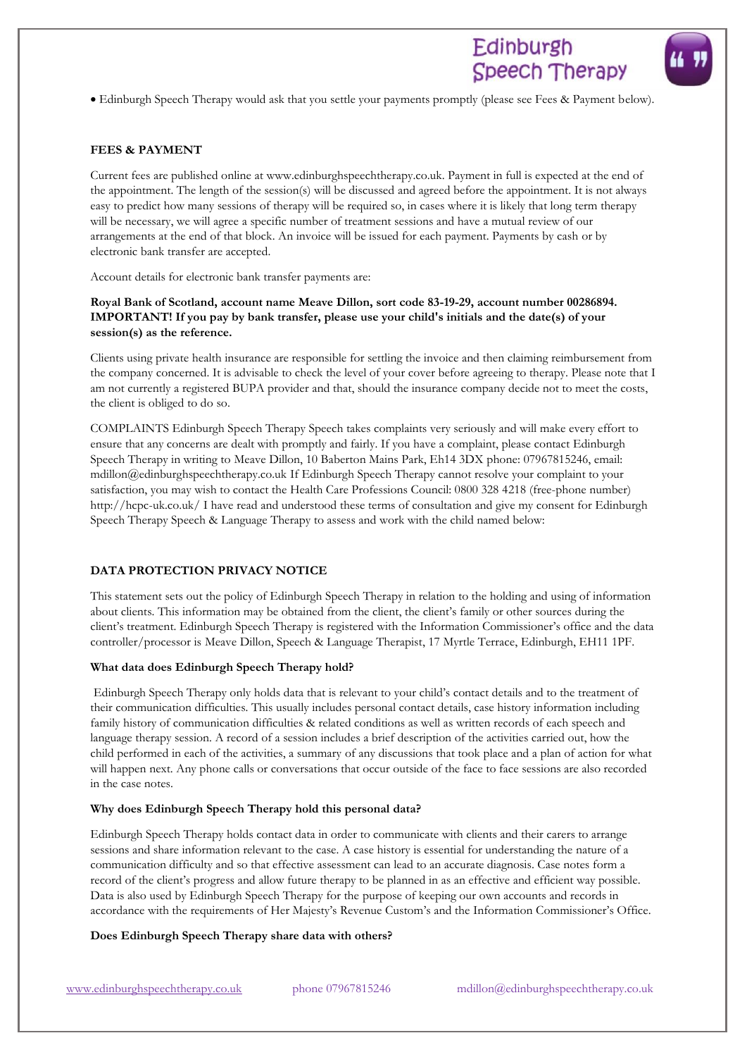- Edinburgh Speech Therapy would ask that you settle your payments promptly (please see Fees & Payment below).

**FEES & PAYMENT**

Current fees are published online at www.edinburghspeechtherapy.co.uk. Payment in full is expected at the end of the appointment. The length of the session(s) will be discussed and agreed before the appointment. It is not always easy to predict how many sessions of therapy will be required so, in cases where it is likely that long term therapy will be necessary, we will agree a specific number of treatment sessions and have a mutual review of our arrangements at the end of that block. An invoice will be issued for each payment. Payments by cash or by electronic bank transfer are accepted.

Account details for electronic bank transfer payments are:

**Royal Bank of Scotland, account name Meave Dillon, sort code 83-19-29, account number 00286894. IMPORTANT! If you pay by bank transfer, please use your child's initials and the date(s) of your session(s) as the reference.**

Clients using private health insurance are responsible for settling the invoice and then claiming reimbursement from the company concerned. It is advisable to check the level of your cover before agreeing to therapy. Please note that I am not currently a registered BUPA provider and that, should the insurance company decide not to meet the costs, the client is obliged to do so.

COMPLAINTS Edinburgh Speech Therapy Speech takes complaints very seriously and will make every effort to ensure that any concerns are dealt with promptly and fairly. If you have a complaint, please contact Edinburgh Speech Therapy in writing to Meave Dillon, 10 Baberton Mains Park, Eh14 3DX phone: 07967815246, email: mdillon@edinburghspeechtherapy.co.uk If Edinburgh Speech Therapy cannot resolve your complaint to your satisfaction, you may wish to contact the Health Care Professions Council: 0800 328 4218 (free-phone number) http://hcpc-uk.co.uk/ I have read and understood these terms of consultation and give my consent for Edinburgh Speech Therapy Speech & Language Therapy to assess and work with the child named below:

**DATA PROTECTION PRIVACY NOTICE**

This statement sets out the policy of Edinburgh Speech Therapy in relation to the holding and using of information about clients. This information may be obtained from the client, the client's family or other sources during the client's treatment. Edinburgh Speech Therapy is registered with the Information Commissioner's office and the data controller/processor is Meave Dillon, Speech & Language Therapist, 17 Myrtle Terrace, Edinburgh, EH11 1PF.

**What data does Edinburgh Speech Therapy hold?**

Edinburgh Speech Therapy only holds data that is relevant to your child's contact details and to the treatment of their communication difficulties. This usually includes personal contact details, case history information including family history of communication difficulties & related conditions as well as written records of each speech and language therapy session. A record of a session includes a brief description of the activities carried out, how the child performed in each of the activities, a summary of any discussions that took place and a plan of action for what will happen next. Any phone calls or conversations that occur outside of the face to face sessions are also recorded in the case notes.

**Why does Edinburgh Speech Therapy hold this personal data?**

Edinburgh Speech Therapy holds contact data in order to communicate with clients and their carers to arrange sessions and share information relevant to the case. A case history is essential for understanding the nature of a communication difficulty and so that effective assessment can lead to an accurate diagnosis. Case notes form a record of the client's progress and allow future therapy to be planned in as an effective and efficient way possible. Data is also used by Edinburgh Speech Therapy for the purpose of keeping our own accounts and records in accordance with the requirements of Her Majesty's Revenue Custom's and the Information Commissioner's Office.

**Does Edinburgh Speech Therapy share data with others?**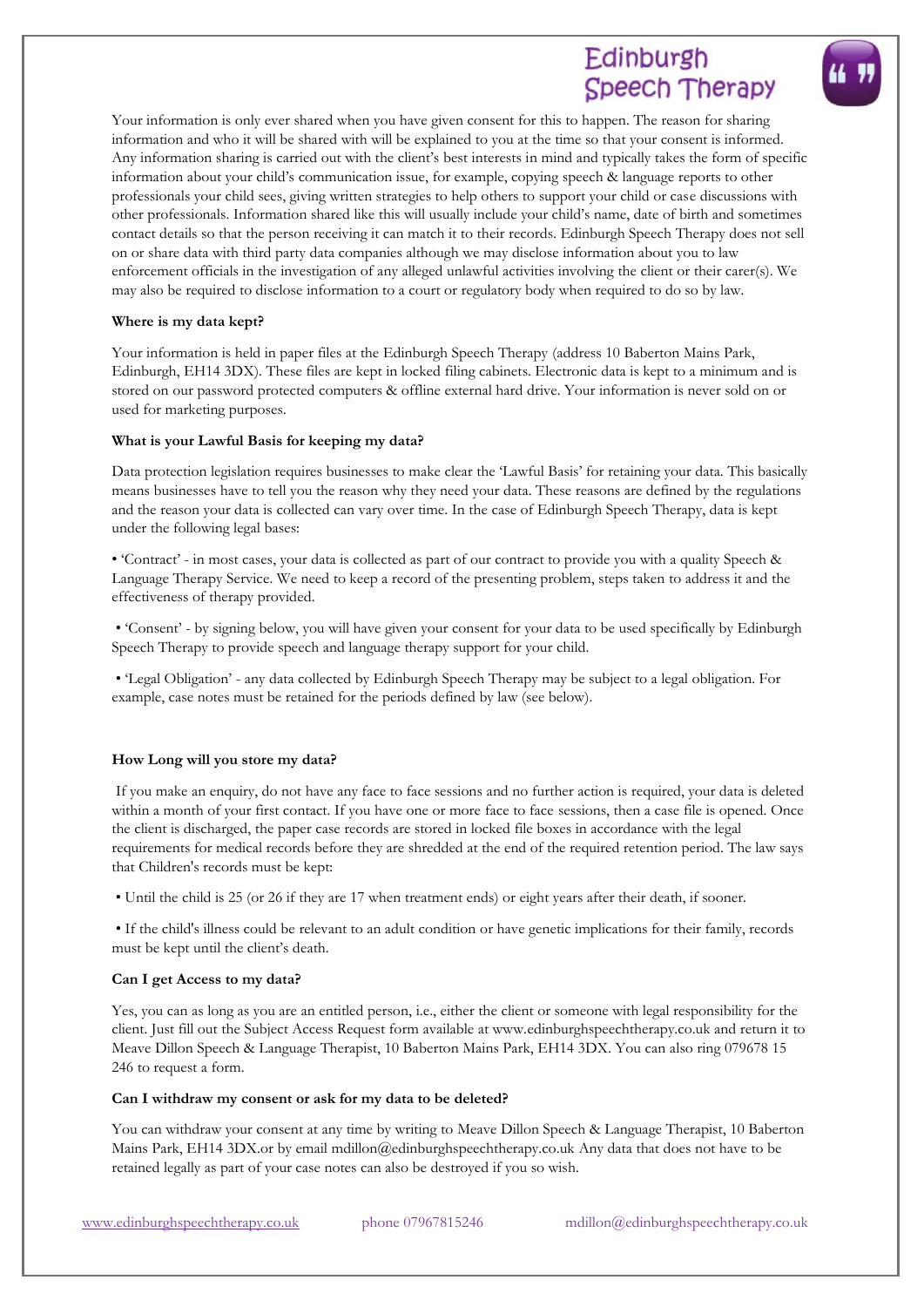Your information is only ever shared when you have given consent for this to happen. The reason for sharing information and who it will be shared with will be explained to you at the time so that your consent is informed. Any information sharing is carried out with the client's best interests in mind and typically takes the form of specific information about your child's communication issue, for example, copying speech & language reports to other professionals your child sees, giving written strategies to help others to support your child or case discussions with other professionals. Information shared like this will usually include your child's name, date of birth and sometimes contact details so that the person receiving it can match it to their records. Edinburgh Speech Therapy does not sell on or share data with third party data companies although we may disclose information about you to law enforcement officials in the investigation of any alleged unlawful activities involving the client or their carer(s). We may also be required to disclose information to a court or regulatory body when required to do so by law.

**Where is my data kept?**

Your information is held in paper files at the Edinburgh Speech Therapy (address 10 Baberton Mains Park, Edinburgh, EH14 3DX). These files are kept in locked filing cabinets. Electronic data is kept to a minimum and is stored on our password protected computers & offline external hard drive. Your information is never sold on or used for marketing purposes.

**What is your Lawful Basis for keeping my data?**

Data protection legislation requires businesses to make clear the 'Lawful Basis' for retaining your data. This basically means businesses have to tell you the reason why they need your data. These reasons are defined by the regulations and the reason your data is collected can vary over time. In the case of Edinburgh Speech Therapy, data is kept under the following legal bases:

- 'Contract' - in most cases, your data is collected as part of our contract to provide you with a quality Speech & Language Therapy Service. We need to keep a record of the presenting problem, steps taken to address it and the effectiveness of therapy provided.
- 'Consent' - by signing below, you will have given your consent for your data to be used specifically by Edinburgh Speech Therapy to provide speech and language therapy support for your child.
- 'Legal Obligation' - any data collected by Edinburgh Speech Therapy may be subject to a legal obligation. For example, case notes must be retained for the periods defined by law (see below).

**How Long will you store my data?**

If you make an enquiry, do not have any face to face sessions and no further action is required, your data is deleted within a month of your first contact. If you have one or more face to face sessions, then a case file is opened. Once the client is discharged, the paper case records are stored in locked file boxes in accordance with the legal requirements for medical records before they are shredded at the end of the required retention period. The law says that Children's records must be kept:

- Until the child is 25 (or 26 if they are 17 when treatment ends) or eight years after their death, if sooner.
- If the child's illness could be relevant to an adult condition or have genetic implications for their family, records must be kept until the client's death.

**Can I get Access to my data?**

Yes, you can as long as you are an entitled person, i.e., either the client or someone with legal responsibility for the client. Just fill out the Subject Access Request form available at www.edinburghspeechtherapy.co.uk and return it to Meave Dillon Speech & Language Therapist, 10 Baberton Mains Park, EH14 3DX. You can also ring 079678 15 246 to request a form.

**Can I withdraw my consent or ask for my data to be deleted?**

You can withdraw your consent at any time by writing to Meave Dillon Speech & Language Therapist, 10 Baberton Mains Park, EH14 3DX.or by email mdillon@edinburghspeechtherapy.co.uk Any data that does not have to be retained legally as part of your case notes can also be destroyed if you so wish.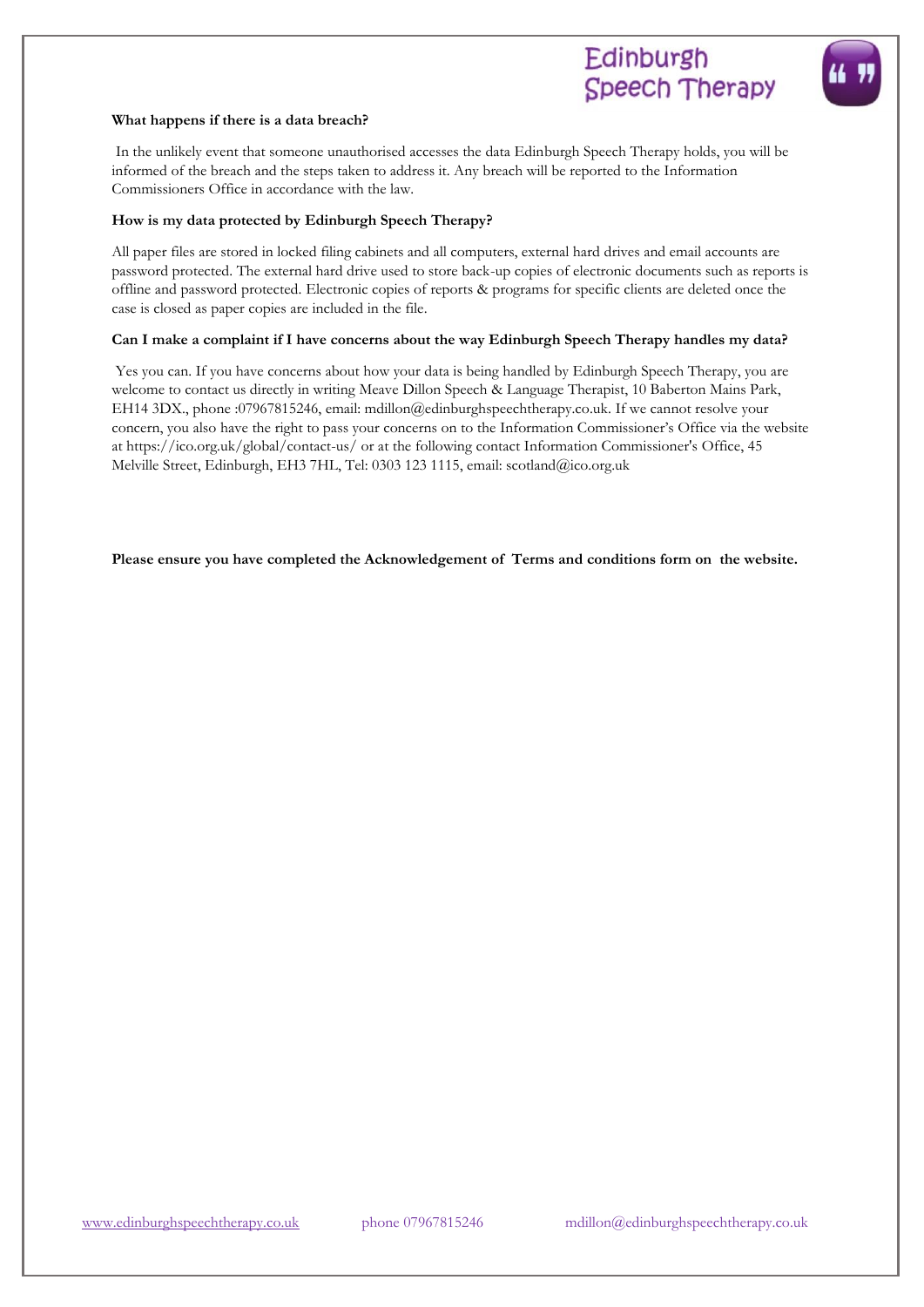**What happens if there is a data breach?**

In the unlikely event that someone unauthorised accesses the data Edinburgh Speech Therapy holds, you will be informed of the breach and the steps taken to address it. Any breach will be reported to the Information Commissioners Office in accordance with the law.

**How is my data protected by Edinburgh Speech Therapy?**

All paper files are stored in locked filing cabinets and all computers, external hard drives and email accounts are password protected. The external hard drive used to store back-up copies of electronic documents such as reports is offline and password protected. Electronic copies of reports & programs for specific clients are deleted once the case is closed as paper copies are included in the file.

**Can I make a complaint if I have concerns about the way Edinburgh Speech Therapy handles my data?**

Yes you can. If you have concerns about how your data is being handled by Edinburgh Speech Therapy, you are welcome to contact us directly in writing Meave Dillon Speech & Language Therapist, 10 Baberton Mains Park, EH14 3DX., phone :07967815246, email: mdillon@edinburghspeechtherapy.co.uk. If we cannot resolve your concern, you also have the right to pass your concerns on to the Information Commissioner's Office via the website at https://ico.org.uk/global/contact-us/ or at the following contact Information Commissioner's Office, 45 Melville Street, Edinburgh, EH3 7HL, Tel: 0303 123 1115, email: scotland@ico.org.uk

**Please ensure you have completed the Acknowledgement of Terms and conditions form on the website.**